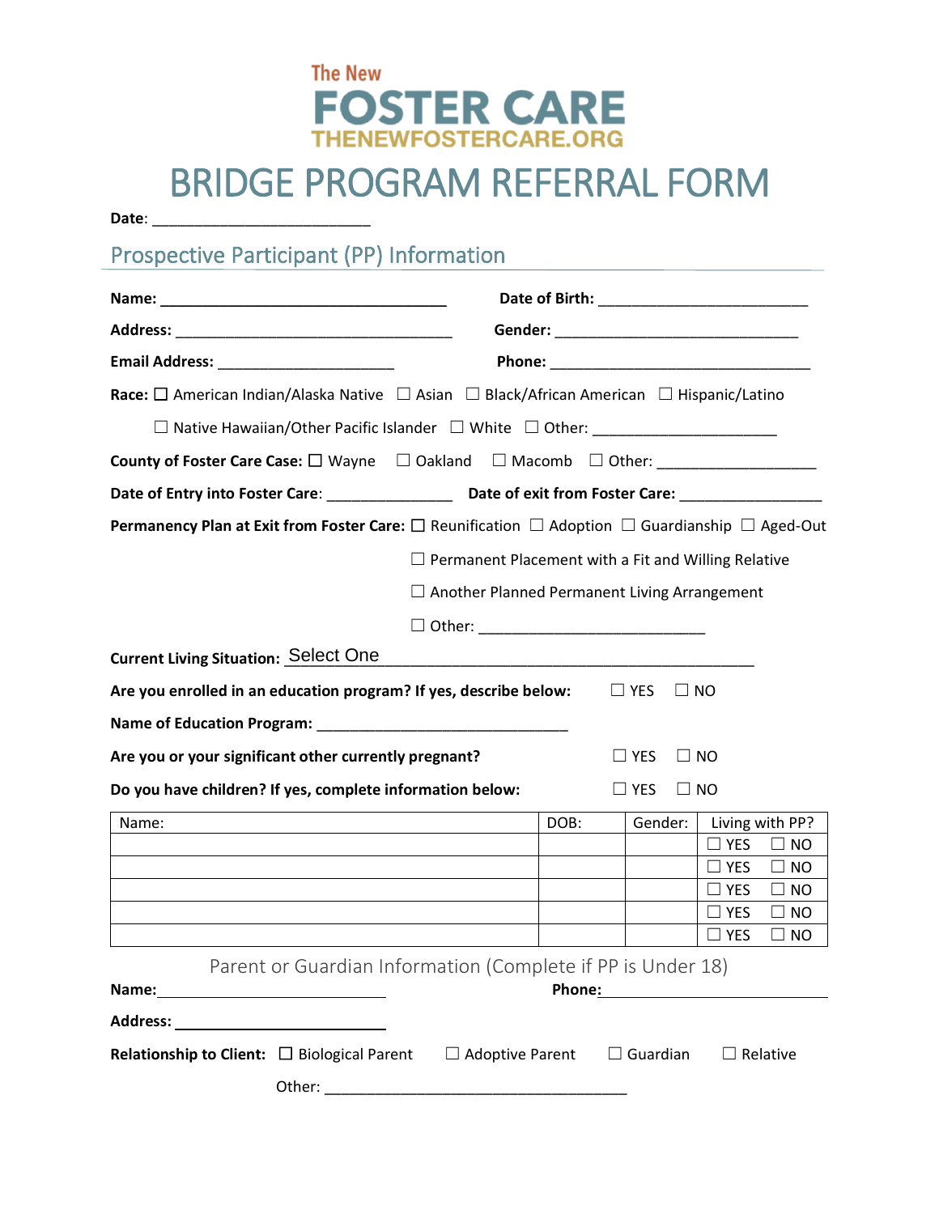The New
FOSTER CARE
THENEWFOSTERCARE.ORG

# BRIDGE PROGRAM REFERRAL FORM

**Date**: ___________________________

## Prospective Participant (PP) Information

**Name:** ____________________________________ **Date of Birth:** __________________________

**Address:** ___________________________________ **Gender:** ______________________________

**Email Address:** ______________________ **Phone:** ________________________________

**Race:** ☐ American Indian/Alaska Native ☐ Asian ☐ Black/African American ☐ Hispanic/Latino

☐ Native Hawaiian/Other Pacific Islander ☐ White ☐ Other: ______________________

**County of Foster Care Case:** ☐ Wayne ☐ Oakland ☐ Macomb ☐ Other: ___________________

**Date of Entry into Foster Care**: _______________ **Date of exit from Foster Care:** _________________

**Permanency Plan at Exit from Foster Care:** ☐ Reunification ☐ Adoption ☐ Guardianship ☐ Aged-Out

☐ Permanent Placement with a Fit and Willing Relative

☐ Another Planned Permanent Living Arrangement

☐ Other: ____________________________

**Current Living Situation:** Select One ___________________________________________

**Are you enrolled in an education program? If yes, describe below:** ☐ YES ☐ NO

**Name of Education Program:** _______________________________

**Are you or your significant other currently pregnant?** ☐ YES ☐ NO

**Do you have children? If yes, complete information below:** ☐ YES ☐ NO

| Name: | DOB: | Gender: | Living with PP? |
|---|---|---|---|
| | | | ☐ YES ☐ NO |
| | | | ☐ YES ☐ NO |
| | | | ☐ YES ☐ NO |
| | | | ☐ YES ☐ NO |
| | | | ☐ YES ☐ NO |

## Parent or Guardian Information (Complete if PP is Under 18)

**Name:** ____________________________ **Phone:** ____________________________

**Address:** __________________________

**Relationship to Client:** ☐ Biological Parent ☐ Adoptive Parent ☐ Guardian ☐ Relative

Other: ______________________________________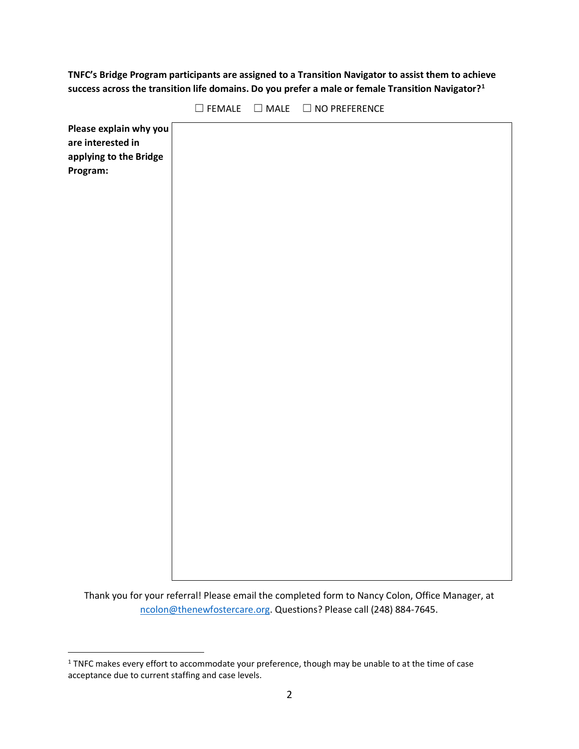**TNFC's Bridge Program participants are assigned to a Transition Navigator to assist them to achieve success across the transition life domains. Do you prefer a male or female Transition Navigator?**[1]

☐ FEMALE ☐ MALE ☐ NO PREFERENCE

| | |
|---|---|
| **Please explain why you are interested in applying to the Bridge Program:** | |

Thank you for your referral! Please email the completed form to Nancy Colon, Office Manager, at [ncolon@thenewfostercare.org](mailto:ncolon@thenewfostercare.org). Questions? Please call (248) 884-7645.

---

[1] TNFC makes every effort to accommodate your preference, though may be unable to at the time of case acceptance due to current staffing and case levels.